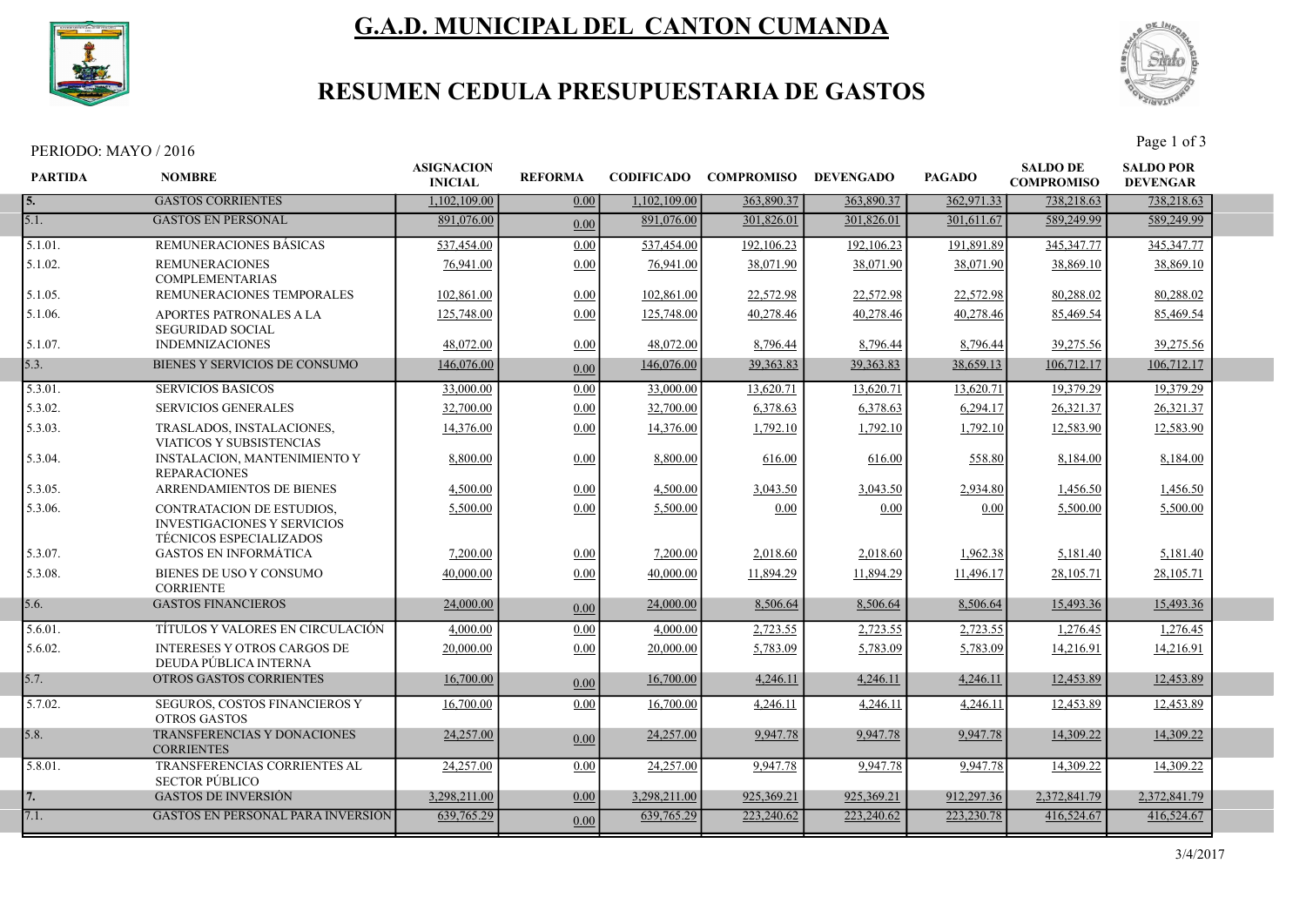# G.A.D. MUNICIPAL DEL CANTON CUMANDA

## RESUMEN CEDULA PRESUPUESTARIA DE GASTOS

PERIODO: MAYO / 2016

| PARTIDA | NOMBRE | ASIGNACION INICIAL | REFORMA | CODIFICADO | COMPROMISO | DEVENGADO | PAGADO | SALDO DE COMPROMISO | SALDO POR DEVENGAR |
|---|---|---|---|---|---|---|---|---|---|
| 5. | GASTOS CORRIENTES | 1,102,109.00 | 0.00 | 1,102,109.00 | 363,890.37 | 363,890.37 | 362,971.33 | 738,218.63 | 738,218.63 |
| 5.1. | GASTOS EN PERSONAL | 891,076.00 | 0.00 | 891,076.00 | 301,826.01 | 301,826.01 | 301,611.67 | 589,249.99 | 589,249.99 |
| 5.1.01. | REMUNERACIONES BÁSICAS | 537,454.00 | 0.00 | 537,454.00 | 192,106.23 | 192,106.23 | 191,891.89 | 345,347.77 | 345,347.77 |
| 5.1.02. | REMUNERACIONES COMPLEMENTARIAS | 76,941.00 | 0.00 | 76,941.00 | 38,071.90 | 38,071.90 | 38,071.90 | 38,869.10 | 38,869.10 |
| 5.1.05. | REMUNERACIONES TEMPORALES | 102,861.00 | 0.00 | 102,861.00 | 22,572.98 | 22,572.98 | 22,572.98 | 80,288.02 | 80,288.02 |
| 5.1.06. | APORTES PATRONALES A LA SEGURIDAD SOCIAL | 125,748.00 | 0.00 | 125,748.00 | 40,278.46 | 40,278.46 | 40,278.46 | 85,469.54 | 85,469.54 |
| 5.1.07. | INDEMNIZACIONES | 48,072.00 | 0.00 | 48,072.00 | 8,796.44 | 8,796.44 | 8,796.44 | 39,275.56 | 39,275.56 |
| 5.3. | BIENES Y SERVICIOS DE CONSUMO | 146,076.00 | 0.00 | 146,076.00 | 39,363.83 | 39,363.83 | 38,659.13 | 106,712.17 | 106,712.17 |
| 5.3.01. | SERVICIOS BASICOS | 33,000.00 | 0.00 | 33,000.00 | 13,620.71 | 13,620.71 | 13,620.71 | 19,379.29 | 19,379.29 |
| 5.3.02. | SERVICIOS GENERALES | 32,700.00 | 0.00 | 32,700.00 | 6,378.63 | 6,378.63 | 6,294.17 | 26,321.37 | 26,321.37 |
| 5.3.03. | TRASLADOS, INSTALACIONES, VIATICOS Y SUBSISTENCIAS | 14,376.00 | 0.00 | 14,376.00 | 1,792.10 | 1,792.10 | 1,792.10 | 12,583.90 | 12,583.90 |
| 5.3.04. | INSTALACION, MANTENIMIENTO Y REPARACIONES | 8,800.00 | 0.00 | 8,800.00 | 616.00 | 616.00 | 558.80 | 8,184.00 | 8,184.00 |
| 5.3.05. | ARRENDAMIENTOS DE BIENES | 4,500.00 | 0.00 | 4,500.00 | 3,043.50 | 3,043.50 | 2,934.80 | 1,456.50 | 1,456.50 |
| 5.3.06. | CONTRATACION DE ESTUDIOS, INVESTIGACIONES Y SERVICIOS TÉCNICOS ESPECIALIZADOS | 5,500.00 | 0.00 | 5,500.00 | 0.00 | 0.00 | 0.00 | 5,500.00 | 5,500.00 |
| 5.3.07. | GASTOS EN INFORMÁTICA | 7,200.00 | 0.00 | 7,200.00 | 2,018.60 | 2,018.60 | 1,962.38 | 5,181.40 | 5,181.40 |
| 5.3.08. | BIENES DE USO Y CONSUMO CORRIENTE | 40,000.00 | 0.00 | 40,000.00 | 11,894.29 | 11,894.29 | 11,496.17 | 28,105.71 | 28,105.71 |
| 5.6. | GASTOS FINANCIEROS | 24,000.00 | 0.00 | 24,000.00 | 8,506.64 | 8,506.64 | 8,506.64 | 15,493.36 | 15,493.36 |
| 5.6.01. | TÍTULOS Y VALORES EN CIRCULACIÓN | 4,000.00 | 0.00 | 4,000.00 | 2,723.55 | 2,723.55 | 2,723.55 | 1,276.45 | 1,276.45 |
| 5.6.02. | INTERESES Y OTROS CARGOS DE DEUDA PÚBLICA INTERNA | 20,000.00 | 0.00 | 20,000.00 | 5,783.09 | 5,783.09 | 5,783.09 | 14,216.91 | 14,216.91 |
| 5.7. | OTROS GASTOS CORRIENTES | 16,700.00 | 0.00 | 16,700.00 | 4,246.11 | 4,246.11 | 4,246.11 | 12,453.89 | 12,453.89 |
| 5.7.02. | SEGUROS, COSTOS FINANCIEROS Y OTROS GASTOS | 16,700.00 | 0.00 | 16,700.00 | 4,246.11 | 4,246.11 | 4,246.11 | 12,453.89 | 12,453.89 |
| 5.8. | TRANSFERENCIAS Y DONACIONES CORRIENTES | 24,257.00 | 0.00 | 24,257.00 | 9,947.78 | 9,947.78 | 9,947.78 | 14,309.22 | 14,309.22 |
| 5.8.01. | TRANSFERENCIAS CORRIENTES AL SECTOR PÚBLICO | 24,257.00 | 0.00 | 24,257.00 | 9,947.78 | 9,947.78 | 9,947.78 | 14,309.22 | 14,309.22 |
| 7. | GASTOS DE INVERSIÓN | 3,298,211.00 | 0.00 | 3,298,211.00 | 925,369.21 | 925,369.21 | 912,297.36 | 2,372,841.79 | 2,372,841.79 |
| 7.1. | GASTOS EN PERSONAL PARA INVERSION | 639,765.29 | 0.00 | 639,765.29 | 223,240.62 | 223,240.62 | 223,230.78 | 416,524.67 | 416,524.67 |

3/4/2017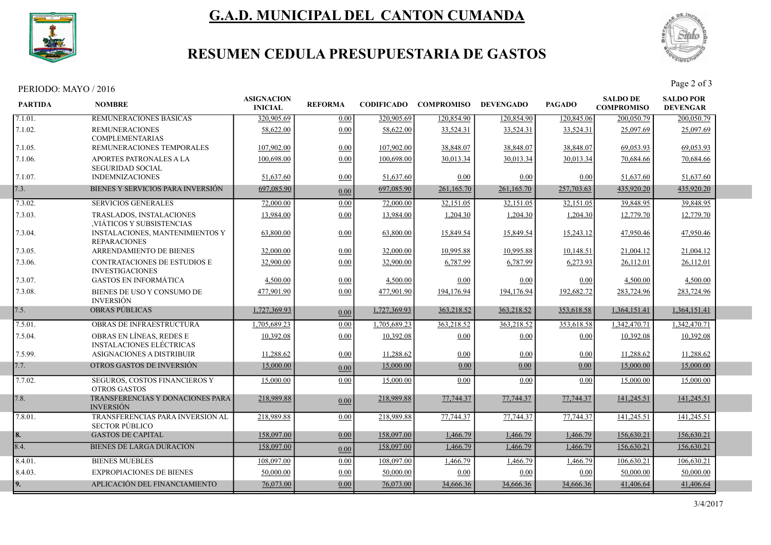# G.A.D. MUNICIPAL DEL CANTON CUMANDA

## RESUMEN CEDULA PRESUPUESTARIA DE GASTOS

PERIODO: MAYO / 2016

| PARTIDA | NOMBRE | ASIGNACION INICIAL | REFORMA | CODIFICADO | COMPROMISO | DEVENGADO | PAGADO | SALDO DE COMPROMISO | SALDO POR DEVENGAR |
|---|---|---|---|---|---|---|---|---|---|
| 7.1.01. | REMUNERACIONES BÁSICAS | 320,905.69 | 0.00 | 320,905.69 | 120,854.90 | 120,854.90 | 120,845.06 | 200,050.79 | 200,050.79 |
| 7.1.02. | REMUNERACIONES COMPLEMENTARIAS | 58,622.00 | 0.00 | 58,622.00 | 33,524.31 | 33,524.31 | 33,524.31 | 25,097.69 | 25,097.69 |
| 7.1.05. | REMUNERACIONES TEMPORALES | 107,902.00 | 0.00 | 107,902.00 | 38,848.07 | 38,848.07 | 38,848.07 | 69,053.93 | 69,053.93 |
| 7.1.06. | APORTES PATRONALES A LA SEGURIDAD SOCIAL | 100,698.00 | 0.00 | 100,698.00 | 30,013.34 | 30,013.34 | 30,013.34 | 70,684.66 | 70,684.66 |
| 7.1.07. | INDEMNIZACIONES | 51,637.60 | 0.00 | 51,637.60 | 0.00 | 0.00 | 0.00 | 51,637.60 | 51,637.60 |
| 7.3. | BIENES Y SERVICIOS PARA INVERSIÓN | 697,085.90 | 0.00 | 697,085.90 | 261,165.70 | 261,165.70 | 257,703.63 | 435,920.20 | 435,920.20 |
| 7.3.02. | SERVICIOS GENERALES | 72,000.00 | 0.00 | 72,000.00 | 32,151.05 | 32,151.05 | 32,151.05 | 39,848.95 | 39,848.95 |
| 7.3.03. | TRASLADOS, INSTALACIONES ,VIÁTICOS Y SUBSISTENCIAS | 13,984.00 | 0.00 | 13,984.00 | 1,204.30 | 1,204.30 | 1,204.30 | 12,779.70 | 12,779.70 |
| 7.3.04. | INSTALACIONES, MANTENIMIENTOS Y REPARACIONES | 63,800.00 | 0.00 | 63,800.00 | 15,849.54 | 15,849.54 | 15,243.12 | 47,950.46 | 47,950.46 |
| 7.3.05. | ARRENDAMIENTO DE BIENES | 32,000.00 | 0.00 | 32,000.00 | 10,995.88 | 10,995.88 | 10,148.51 | 21,004.12 | 21,004.12 |
| 7.3.06. | CONTRATACIONES DE ESTUDIOS E INVESTIGACIONES | 32,900.00 | 0.00 | 32,900.00 | 6,787.99 | 6,787.99 | 6,273.93 | 26,112.01 | 26,112.01 |
| 7.3.07. | GASTOS EN INFORMÁTICA | 4,500.00 | 0.00 | 4,500.00 | 0.00 | 0.00 | 0.00 | 4,500.00 | 4,500.00 |
| 7.3.08. | BIENES DE USO Y CONSUMO DE INVERSIÓN | 477,901.90 | 0.00 | 477,901.90 | 194,176.94 | 194,176.94 | 192,682.72 | 283,724.96 | 283,724.96 |
| 7.5. | OBRAS PÚBLICAS | 1,727,369.93 | 0.00 | 1,727,369.93 | 363,218.52 | 363,218.52 | 353,618.58 | 1,364,151.41 | 1,364,151.41 |
| 7.5.01. | OBRAS DE INFRAESTRUCTURA | 1,705,689.23 | 0.00 | 1,705,689.23 | 363,218.52 | 363,218.52 | 353,618.58 | 1,342,470.71 | 1,342,470.71 |
| 7.5.04. | OBRAS EN LÍNEAS, REDES E INSTALACIONES ELÉCTRICAS | 10,392.08 | 0.00 | 10,392.08 | 0.00 | 0.00 | 0.00 | 10,392.08 | 10,392.08 |
| 7.5.99. | ASIGNACIONES A DISTRIBUIR | 11,288.62 | 0.00 | 11,288.62 | 0.00 | 0.00 | 0.00 | 11,288.62 | 11,288.62 |
| 7.7. | OTROS GASTOS DE INVERSIÓN | 15,000.00 | 0.00 | 15,000.00 | 0.00 | 0.00 | 0.00 | 15,000.00 | 15,000.00 |
| 7.7.02. | SEGUROS, COSTOS FINANCIEROS Y OTROS GASTOS | 15,000.00 | 0.00 | 15,000.00 | 0.00 | 0.00 | 0.00 | 15,000.00 | 15,000.00 |
| 7.8. | TRANSFERENCIAS Y DONACIONES PARA INVERSIÓN | 218,989.88 | 0.00 | 218,989.88 | 77,744.37 | 77,744.37 | 77,744.37 | 141,245.51 | 141,245.51 |
| 7.8.01. | TRANSFERENCIAS PARA INVERSION AL SECTOR PÚBLICO | 218,989.88 | 0.00 | 218,989.88 | 77,744.37 | 77,744.37 | 77,744.37 | 141,245.51 | 141,245.51 |
| 8. | GASTOS DE CAPITAL | 158,097.00 | 0.00 | 158,097.00 | 1,466.79 | 1,466.79 | 1,466.79 | 156,630.21 | 156,630.21 |
| 8.4. | BIENES DE LARGA DURACIÓN | 158,097.00 | 0.00 | 158,097.00 | 1,466.79 | 1,466.79 | 1,466.79 | 156,630.21 | 156,630.21 |
| 8.4.01. | BIENES MUEBLES | 108,097.00 | 0.00 | 108,097.00 | 1,466.79 | 1,466.79 | 1,466.79 | 106,630.21 | 106,630.21 |
| 8.4.03. | EXPROPIACIONES DE BIENES | 50,000.00 | 0.00 | 50,000.00 | 0.00 | 0.00 | 0.00 | 50,000.00 | 50,000.00 |
| 9. | APLICACIÓN DEL FINANCIAMIENTO | 76,073.00 | 0.00 | 76,073.00 | 34,666.36 | 34,666.36 | 34,666.36 | 41,406.64 | 41,406.64 |

3/4/2017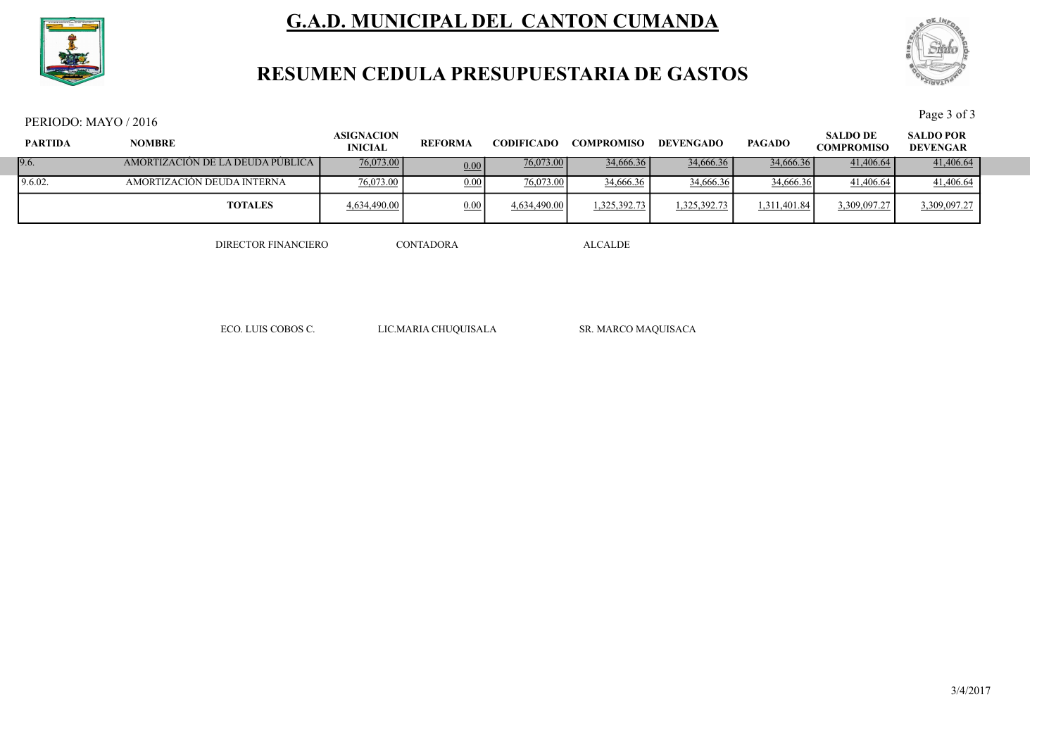# G.A.D. MUNICIPAL DEL CANTON CUMANDA

## RESUMEN CEDULA PRESUPUESTARIA DE GASTOS

PERIODO: MAYO / 2016

| PARTIDA | NOMBRE | ASIGNACION INICIAL | REFORMA | CODIFICADO | COMPROMISO | DEVENGADO | PAGADO | SALDO DE COMPROMISO | SALDO POR DEVENGAR |
|---|---|---|---|---|---|---|---|---|---|
| 9.6. | AMORTIZACIÓN DE LA DEUDA PÚBLICA | 76,073.00 | 0.00 | 76,073.00 | 34,666.36 | 34,666.36 | 34,666.36 | 41,406.64 | 41,406.64 |
| 9.6.02. | AMORTIZACIÒN DEUDA INTERNA | 76,073.00 | 0.00 | 76,073.00 | 34,666.36 | 34,666.36 | 34,666.36 | 41,406.64 | 41,406.64 |
| | **TOTALES** | 4,634,490.00 | 0.00 | 4,634,490.00 | 1,325,392.73 | 1,325,392.73 | 1,311,401.84 | 3,309,097.27 | 3,309,097.27 |

| DIRECTOR FINANCIERO | CONTADORA | ALCALDE |
|---|---|---|
| ECO. LUIS COBOS C. | LIC.MARIA CHUQUISALA | SR. MARCO MAQUISACA |

3/4/2017